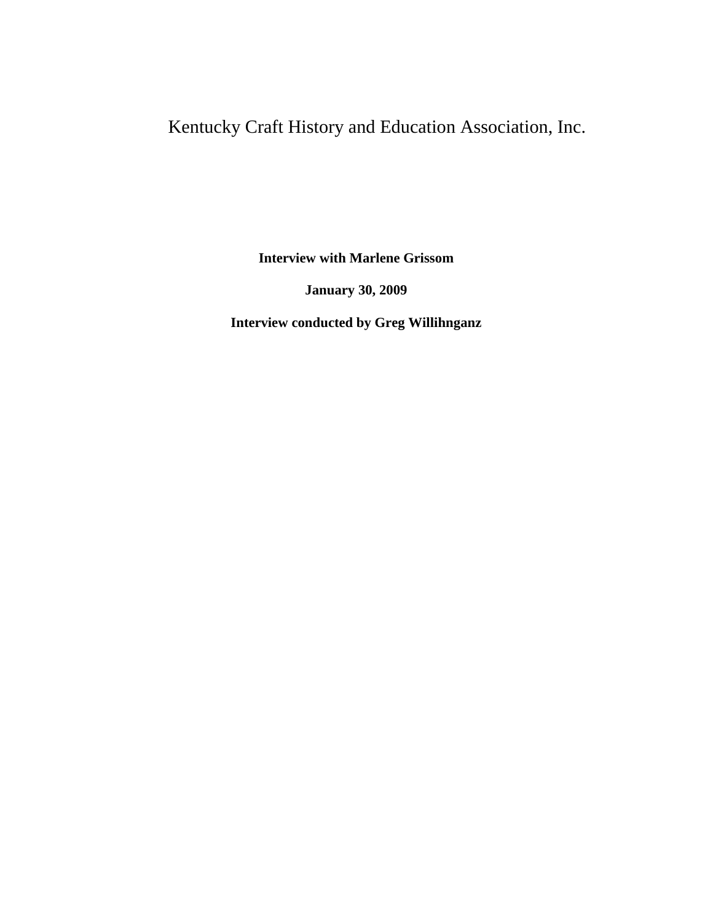# Kentucky Craft History and Education Association, Inc.

**Interview with Marlene Grissom**

**January 30, 2009**

**Interview conducted by Greg Willihnganz**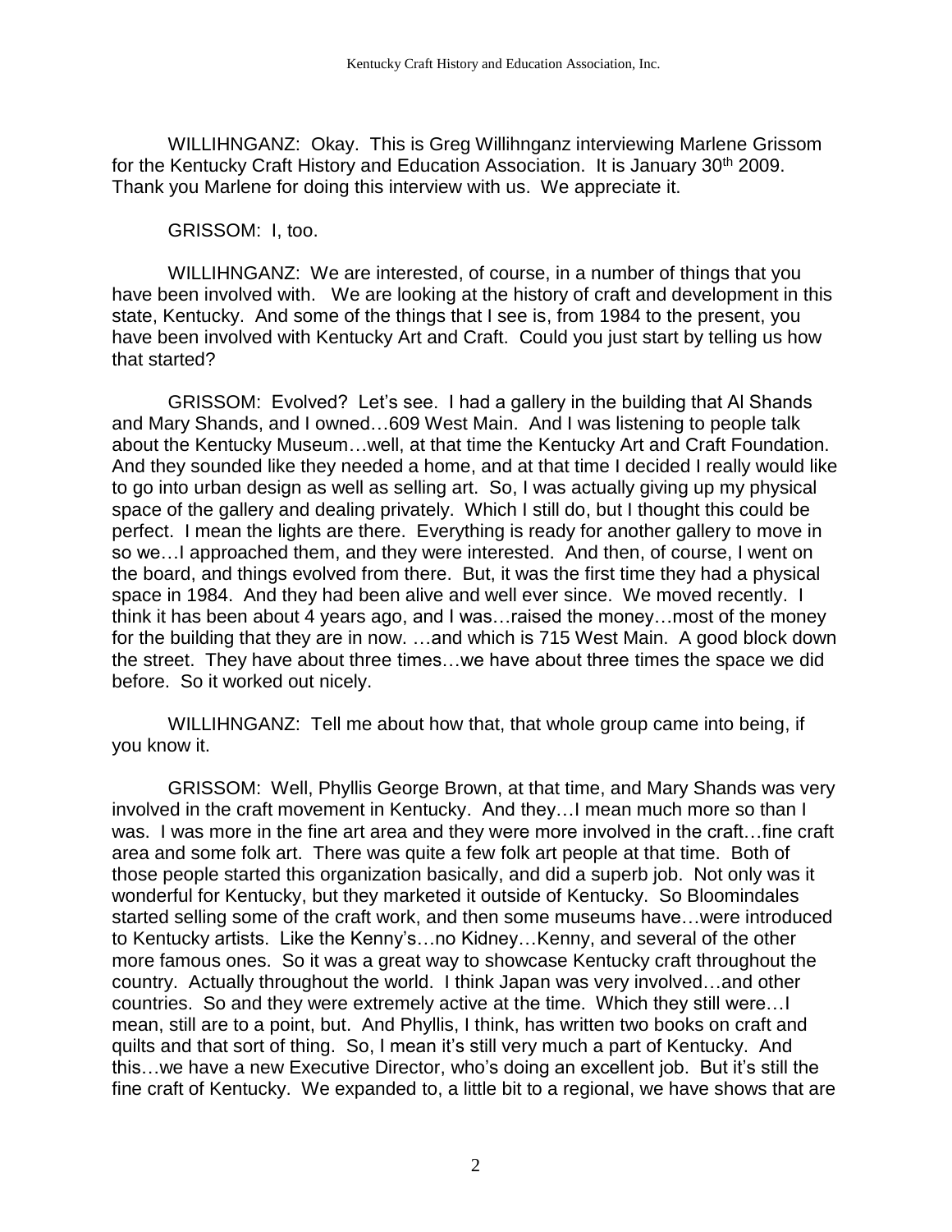WILLIHNGANZ: Okay. This is Greg Willihnganz interviewing Marlene Grissom for the Kentucky Craft History and Education Association. It is January 30th 2009. Thank you Marlene for doing this interview with us. We appreciate it.

GRISSOM: I, too.

WILLIHNGANZ: We are interested, of course, in a number of things that you have been involved with. We are looking at the history of craft and development in this state, Kentucky. And some of the things that I see is, from 1984 to the present, you have been involved with Kentucky Art and Craft. Could you just start by telling us how that started?

GRISSOM: Evolved? Let's see. I had a gallery in the building that Al Shands and Mary Shands, and I owned…609 West Main. And I was listening to people talk about the Kentucky Museum…well, at that time the Kentucky Art and Craft Foundation. And they sounded like they needed a home, and at that time I decided I really would like to go into urban design as well as selling art. So, I was actually giving up my physical space of the gallery and dealing privately. Which I still do, but I thought this could be perfect. I mean the lights are there. Everything is ready for another gallery to move in so we…I approached them, and they were interested. And then, of course, I went on the board, and things evolved from there. But, it was the first time they had a physical space in 1984. And they had been alive and well ever since. We moved recently. I think it has been about 4 years ago, and I was…raised the money…most of the money for the building that they are in now. …and which is 715 West Main. A good block down the street. They have about three times…we have about three times the space we did before. So it worked out nicely.

WILLIHNGANZ: Tell me about how that, that whole group came into being, if you know it.

GRISSOM: Well, Phyllis George Brown, at that time, and Mary Shands was very involved in the craft movement in Kentucky. And they…I mean much more so than I was. I was more in the fine art area and they were more involved in the craft…fine craft area and some folk art. There was quite a few folk art people at that time. Both of those people started this organization basically, and did a superb job. Not only was it wonderful for Kentucky, but they marketed it outside of Kentucky. So Bloomindales started selling some of the craft work, and then some museums have…were introduced to Kentucky artists. Like the Kenny's…no Kidney…Kenny, and several of the other more famous ones. So it was a great way to showcase Kentucky craft throughout the country. Actually throughout the world. I think Japan was very involved…and other countries. So and they were extremely active at the time. Which they still were…I mean, still are to a point, but. And Phyllis, I think, has written two books on craft and quilts and that sort of thing. So, I mean it's still very much a part of Kentucky. And this…we have a new Executive Director, who's doing an excellent job. But it's still the fine craft of Kentucky. We expanded to, a little bit to a regional, we have shows that are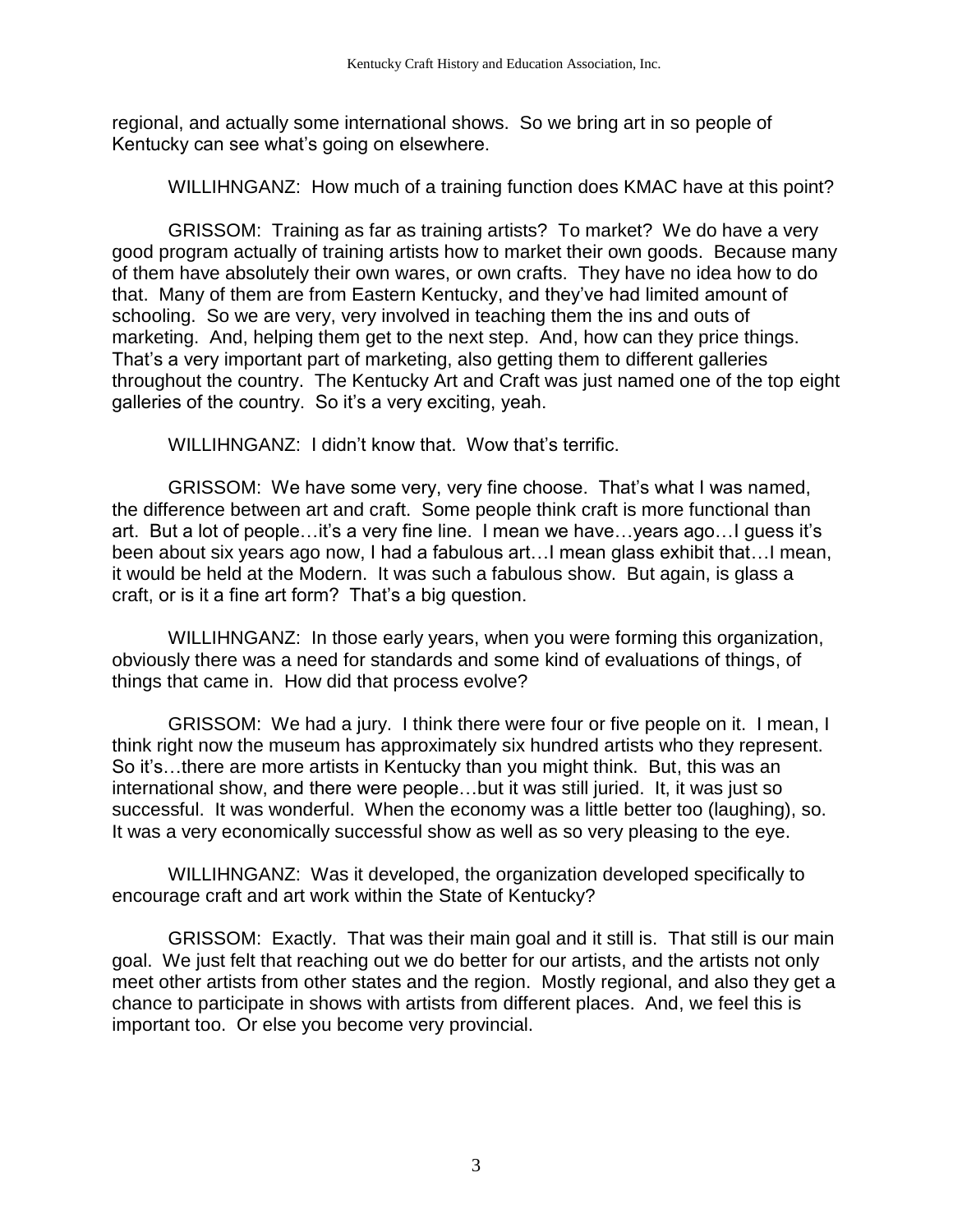regional, and actually some international shows. So we bring art in so people of Kentucky can see what's going on elsewhere.

WILLIHNGANZ: How much of a training function does KMAC have at this point?

GRISSOM: Training as far as training artists? To market? We do have a very good program actually of training artists how to market their own goods. Because many of them have absolutely their own wares, or own crafts. They have no idea how to do that. Many of them are from Eastern Kentucky, and they've had limited amount of schooling. So we are very, very involved in teaching them the ins and outs of marketing. And, helping them get to the next step. And, how can they price things. That's a very important part of marketing, also getting them to different galleries throughout the country. The Kentucky Art and Craft was just named one of the top eight galleries of the country. So it's a very exciting, yeah.

WILLIHNGANZ: I didn't know that. Wow that's terrific.

GRISSOM: We have some very, very fine choose. That's what I was named, the difference between art and craft. Some people think craft is more functional than art. But a lot of people…it's a very fine line. I mean we have…years ago…I guess it's been about six years ago now, I had a fabulous art…I mean glass exhibit that…I mean, it would be held at the Modern. It was such a fabulous show. But again, is glass a craft, or is it a fine art form? That's a big question.

WILLIHNGANZ: In those early years, when you were forming this organization, obviously there was a need for standards and some kind of evaluations of things, of things that came in. How did that process evolve?

GRISSOM: We had a jury. I think there were four or five people on it. I mean, I think right now the museum has approximately six hundred artists who they represent. So it's…there are more artists in Kentucky than you might think. But, this was an international show, and there were people…but it was still juried. It, it was just so successful. It was wonderful. When the economy was a little better too (laughing), so. It was a very economically successful show as well as so very pleasing to the eye.

WILLIHNGANZ: Was it developed, the organization developed specifically to encourage craft and art work within the State of Kentucky?

GRISSOM: Exactly. That was their main goal and it still is. That still is our main goal. We just felt that reaching out we do better for our artists, and the artists not only meet other artists from other states and the region. Mostly regional, and also they get a chance to participate in shows with artists from different places. And, we feel this is important too. Or else you become very provincial.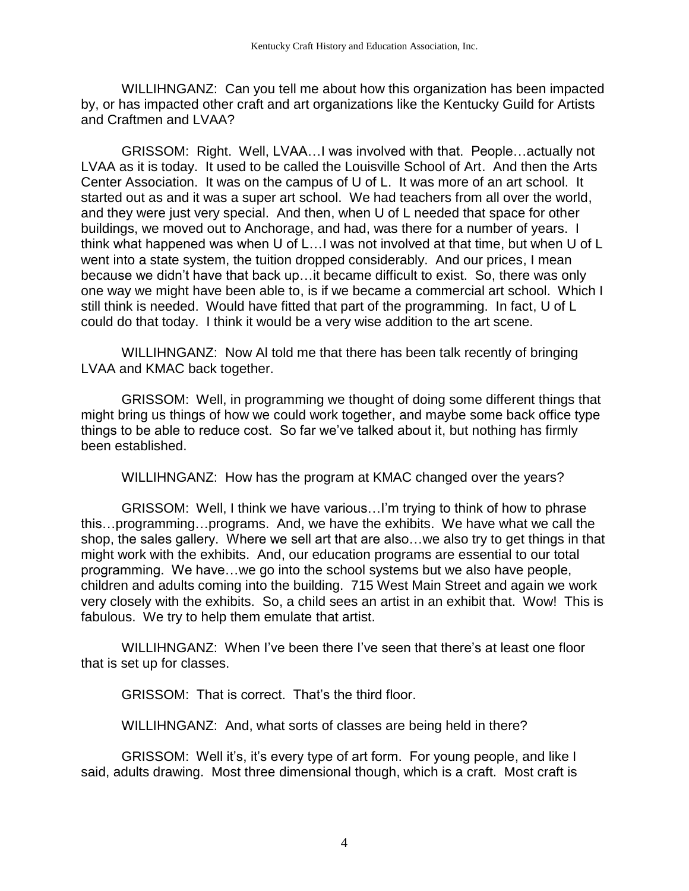WILLIHNGANZ: Can you tell me about how this organization has been impacted by, or has impacted other craft and art organizations like the Kentucky Guild for Artists and Craftmen and LVAA?

GRISSOM: Right. Well, LVAA…I was involved with that. People…actually not LVAA as it is today. It used to be called the Louisville School of Art. And then the Arts Center Association. It was on the campus of U of L. It was more of an art school. It started out as and it was a super art school. We had teachers from all over the world, and they were just very special. And then, when U of L needed that space for other buildings, we moved out to Anchorage, and had, was there for a number of years. I think what happened was when U of L…I was not involved at that time, but when U of L went into a state system, the tuition dropped considerably. And our prices, I mean because we didn't have that back up…it became difficult to exist. So, there was only one way we might have been able to, is if we became a commercial art school. Which I still think is needed. Would have fitted that part of the programming. In fact, U of L could do that today. I think it would be a very wise addition to the art scene.

WILLIHNGANZ: Now Al told me that there has been talk recently of bringing LVAA and KMAC back together.

GRISSOM: Well, in programming we thought of doing some different things that might bring us things of how we could work together, and maybe some back office type things to be able to reduce cost. So far we've talked about it, but nothing has firmly been established.

WILLIHNGANZ: How has the program at KMAC changed over the years?

GRISSOM: Well, I think we have various…I'm trying to think of how to phrase this…programming…programs. And, we have the exhibits. We have what we call the shop, the sales gallery. Where we sell art that are also…we also try to get things in that might work with the exhibits. And, our education programs are essential to our total programming. We have…we go into the school systems but we also have people, children and adults coming into the building. 715 West Main Street and again we work very closely with the exhibits. So, a child sees an artist in an exhibit that. Wow! This is fabulous. We try to help them emulate that artist.

WILLIHNGANZ: When I've been there I've seen that there's at least one floor that is set up for classes.

GRISSOM: That is correct. That's the third floor.

WILLIHNGANZ: And, what sorts of classes are being held in there?

GRISSOM: Well it's, it's every type of art form. For young people, and like I said, adults drawing. Most three dimensional though, which is a craft. Most craft is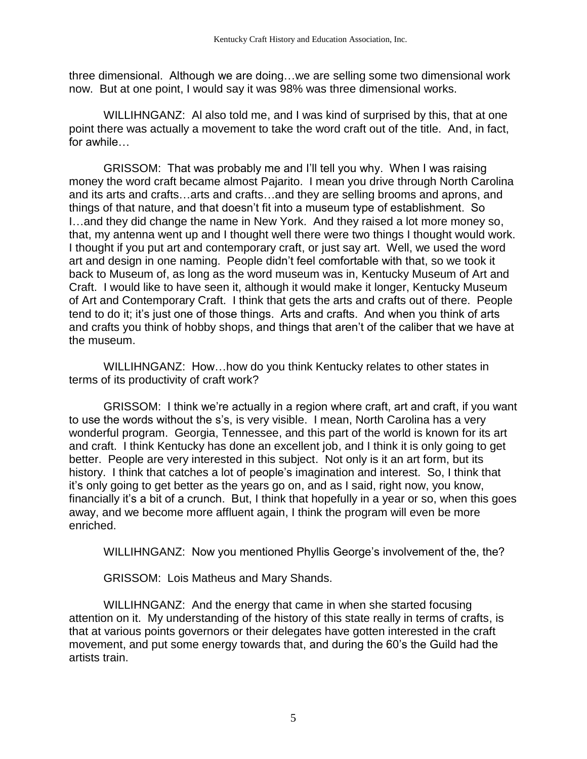three dimensional. Although we are doing…we are selling some two dimensional work now. But at one point, I would say it was 98% was three dimensional works.

WILLIHNGANZ: Al also told me, and I was kind of surprised by this, that at one point there was actually a movement to take the word craft out of the title. And, in fact, for awhile…

GRISSOM: That was probably me and I'll tell you why. When I was raising money the word craft became almost Pajarito. I mean you drive through North Carolina and its arts and crafts…arts and crafts…and they are selling brooms and aprons, and things of that nature, and that doesn't fit into a museum type of establishment. So I…and they did change the name in New York. And they raised a lot more money so, that, my antenna went up and I thought well there were two things I thought would work. I thought if you put art and contemporary craft, or just say art. Well, we used the word art and design in one naming. People didn't feel comfortable with that, so we took it back to Museum of, as long as the word museum was in, Kentucky Museum of Art and Craft. I would like to have seen it, although it would make it longer, Kentucky Museum of Art and Contemporary Craft. I think that gets the arts and crafts out of there. People tend to do it; it's just one of those things. Arts and crafts. And when you think of arts and crafts you think of hobby shops, and things that aren't of the caliber that we have at the museum.

WILLIHNGANZ: How…how do you think Kentucky relates to other states in terms of its productivity of craft work?

GRISSOM: I think we're actually in a region where craft, art and craft, if you want to use the words without the s's, is very visible. I mean, North Carolina has a very wonderful program. Georgia, Tennessee, and this part of the world is known for its art and craft. I think Kentucky has done an excellent job, and I think it is only going to get better. People are very interested in this subject. Not only is it an art form, but its history. I think that catches a lot of people's imagination and interest. So, I think that it's only going to get better as the years go on, and as I said, right now, you know, financially it's a bit of a crunch. But, I think that hopefully in a year or so, when this goes away, and we become more affluent again, I think the program will even be more enriched.

WILLIHNGANZ: Now you mentioned Phyllis George's involvement of the, the?

GRISSOM: Lois Matheus and Mary Shands.

WILLIHNGANZ: And the energy that came in when she started focusing attention on it. My understanding of the history of this state really in terms of crafts, is that at various points governors or their delegates have gotten interested in the craft movement, and put some energy towards that, and during the 60's the Guild had the artists train.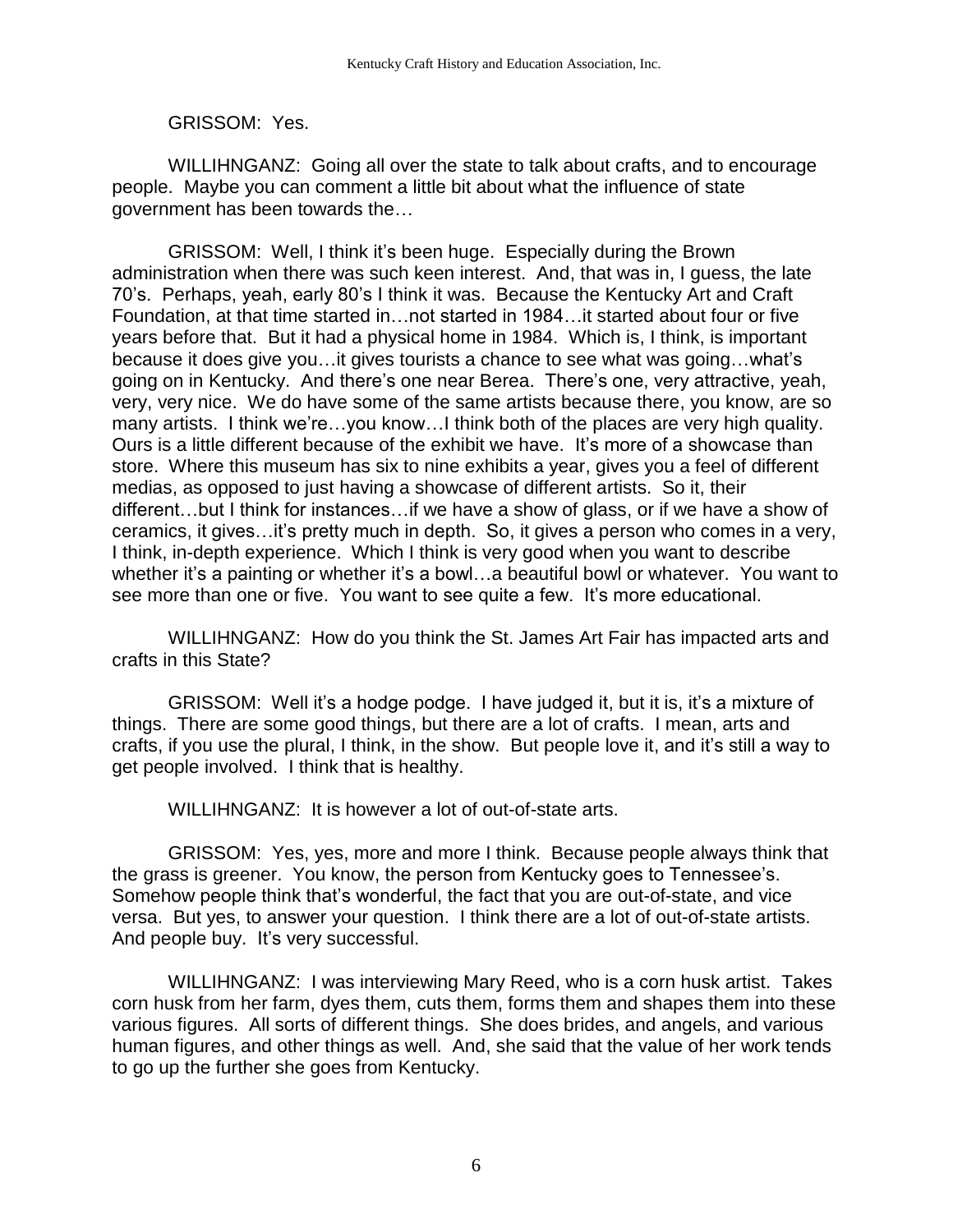GRISSOM: Yes.

WILLIHNGANZ: Going all over the state to talk about crafts, and to encourage people. Maybe you can comment a little bit about what the influence of state government has been towards the…

GRISSOM: Well, I think it's been huge. Especially during the Brown administration when there was such keen interest. And, that was in, I guess, the late 70's. Perhaps, yeah, early 80's I think it was. Because the Kentucky Art and Craft Foundation, at that time started in…not started in 1984…it started about four or five years before that. But it had a physical home in 1984. Which is, I think, is important because it does give you…it gives tourists a chance to see what was going…what's going on in Kentucky. And there's one near Berea. There's one, very attractive, yeah, very, very nice. We do have some of the same artists because there, you know, are so many artists. I think we're…you know…I think both of the places are very high quality. Ours is a little different because of the exhibit we have. It's more of a showcase than store. Where this museum has six to nine exhibits a year, gives you a feel of different medias, as opposed to just having a showcase of different artists. So it, their different…but I think for instances…if we have a show of glass, or if we have a show of ceramics, it gives…it's pretty much in depth. So, it gives a person who comes in a very, I think, in-depth experience. Which I think is very good when you want to describe whether it's a painting or whether it's a bowl…a beautiful bowl or whatever. You want to see more than one or five. You want to see quite a few. It's more educational.

WILLIHNGANZ: How do you think the St. James Art Fair has impacted arts and crafts in this State?

GRISSOM: Well it's a hodge podge. I have judged it, but it is, it's a mixture of things. There are some good things, but there are a lot of crafts. I mean, arts and crafts, if you use the plural, I think, in the show. But people love it, and it's still a way to get people involved. I think that is healthy.

WILLIHNGANZ: It is however a lot of out-of-state arts.

GRISSOM: Yes, yes, more and more I think. Because people always think that the grass is greener. You know, the person from Kentucky goes to Tennessee's. Somehow people think that's wonderful, the fact that you are out-of-state, and vice versa. But yes, to answer your question. I think there are a lot of out-of-state artists. And people buy. It's very successful.

WILLIHNGANZ: I was interviewing Mary Reed, who is a corn husk artist. Takes corn husk from her farm, dyes them, cuts them, forms them and shapes them into these various figures. All sorts of different things. She does brides, and angels, and various human figures, and other things as well. And, she said that the value of her work tends to go up the further she goes from Kentucky.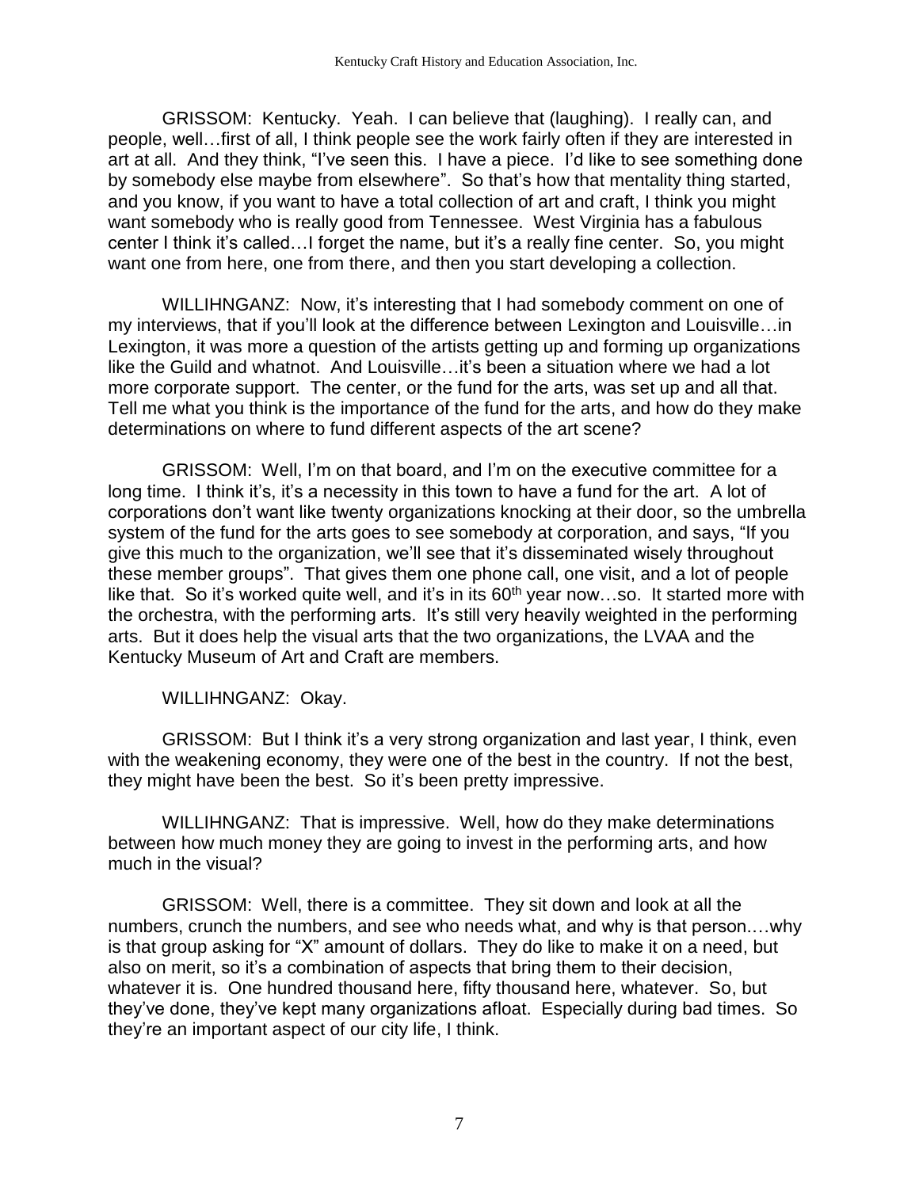GRISSOM: Kentucky. Yeah. I can believe that (laughing). I really can, and people, well…first of all, I think people see the work fairly often if they are interested in art at all. And they think, "I've seen this. I have a piece. I'd like to see something done by somebody else maybe from elsewhere". So that's how that mentality thing started, and you know, if you want to have a total collection of art and craft, I think you might want somebody who is really good from Tennessee. West Virginia has a fabulous center I think it's called…I forget the name, but it's a really fine center. So, you might want one from here, one from there, and then you start developing a collection.

WILLIHNGANZ: Now, it's interesting that I had somebody comment on one of my interviews, that if you'll look at the difference between Lexington and Louisville…in Lexington, it was more a question of the artists getting up and forming up organizations like the Guild and whatnot. And Louisville…it's been a situation where we had a lot more corporate support. The center, or the fund for the arts, was set up and all that. Tell me what you think is the importance of the fund for the arts, and how do they make determinations on where to fund different aspects of the art scene?

GRISSOM: Well, I'm on that board, and I'm on the executive committee for a long time. I think it's, it's a necessity in this town to have a fund for the art. A lot of corporations don't want like twenty organizations knocking at their door, so the umbrella system of the fund for the arts goes to see somebody at corporation, and says, "If you give this much to the organization, we'll see that it's disseminated wisely throughout these member groups". That gives them one phone call, one visit, and a lot of people like that. So it's worked quite well, and it's in its 60th year now…so. It started more with the orchestra, with the performing arts. It's still very heavily weighted in the performing arts. But it does help the visual arts that the two organizations, the LVAA and the Kentucky Museum of Art and Craft are members.

WILLIHNGANZ: Okay.

GRISSOM: But I think it's a very strong organization and last year, I think, even with the weakening economy, they were one of the best in the country. If not the best, they might have been the best. So it's been pretty impressive.

WILLIHNGANZ: That is impressive. Well, how do they make determinations between how much money they are going to invest in the performing arts, and how much in the visual?

GRISSOM: Well, there is a committee. They sit down and look at all the numbers, crunch the numbers, and see who needs what, and why is that person….why is that group asking for "X" amount of dollars. They do like to make it on a need, but also on merit, so it's a combination of aspects that bring them to their decision, whatever it is. One hundred thousand here, fifty thousand here, whatever. So, but they've done, they've kept many organizations afloat. Especially during bad times. So they're an important aspect of our city life, I think.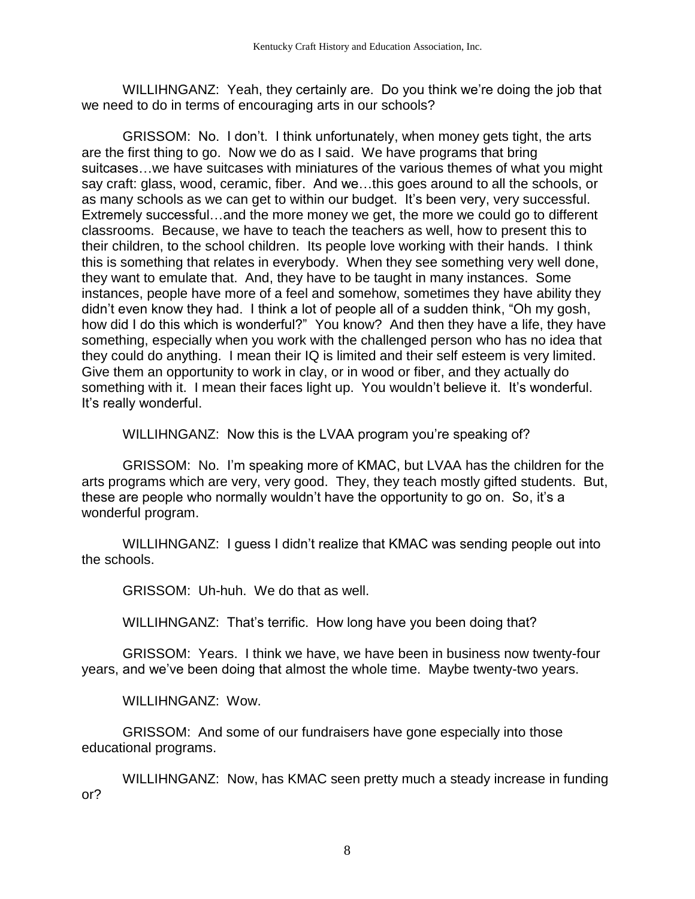WILLIHNGANZ: Yeah, they certainly are. Do you think we're doing the job that we need to do in terms of encouraging arts in our schools?

GRISSOM: No. I don't. I think unfortunately, when money gets tight, the arts are the first thing to go. Now we do as I said. We have programs that bring suitcases…we have suitcases with miniatures of the various themes of what you might say craft: glass, wood, ceramic, fiber. And we…this goes around to all the schools, or as many schools as we can get to within our budget. It's been very, very successful. Extremely successful…and the more money we get, the more we could go to different classrooms. Because, we have to teach the teachers as well, how to present this to their children, to the school children. Its people love working with their hands. I think this is something that relates in everybody. When they see something very well done, they want to emulate that. And, they have to be taught in many instances. Some instances, people have more of a feel and somehow, sometimes they have ability they didn't even know they had. I think a lot of people all of a sudden think, "Oh my gosh, how did I do this which is wonderful?" You know? And then they have a life, they have something, especially when you work with the challenged person who has no idea that they could do anything. I mean their IQ is limited and their self esteem is very limited. Give them an opportunity to work in clay, or in wood or fiber, and they actually do something with it. I mean their faces light up. You wouldn't believe it. It's wonderful. It's really wonderful.

WILLIHNGANZ: Now this is the LVAA program you're speaking of?

GRISSOM: No. I'm speaking more of KMAC, but LVAA has the children for the arts programs which are very, very good. They, they teach mostly gifted students. But, these are people who normally wouldn't have the opportunity to go on. So, it's a wonderful program.

WILLIHNGANZ: I guess I didn't realize that KMAC was sending people out into the schools.

GRISSOM: Uh-huh. We do that as well.

WILLIHNGANZ: That's terrific. How long have you been doing that?

GRISSOM: Years. I think we have, we have been in business now twenty-four years, and we've been doing that almost the whole time. Maybe twenty-two years.

WILLIHNGANZ: Wow.

GRISSOM: And some of our fundraisers have gone especially into those educational programs.

WILLIHNGANZ: Now, has KMAC seen pretty much a steady increase in funding or?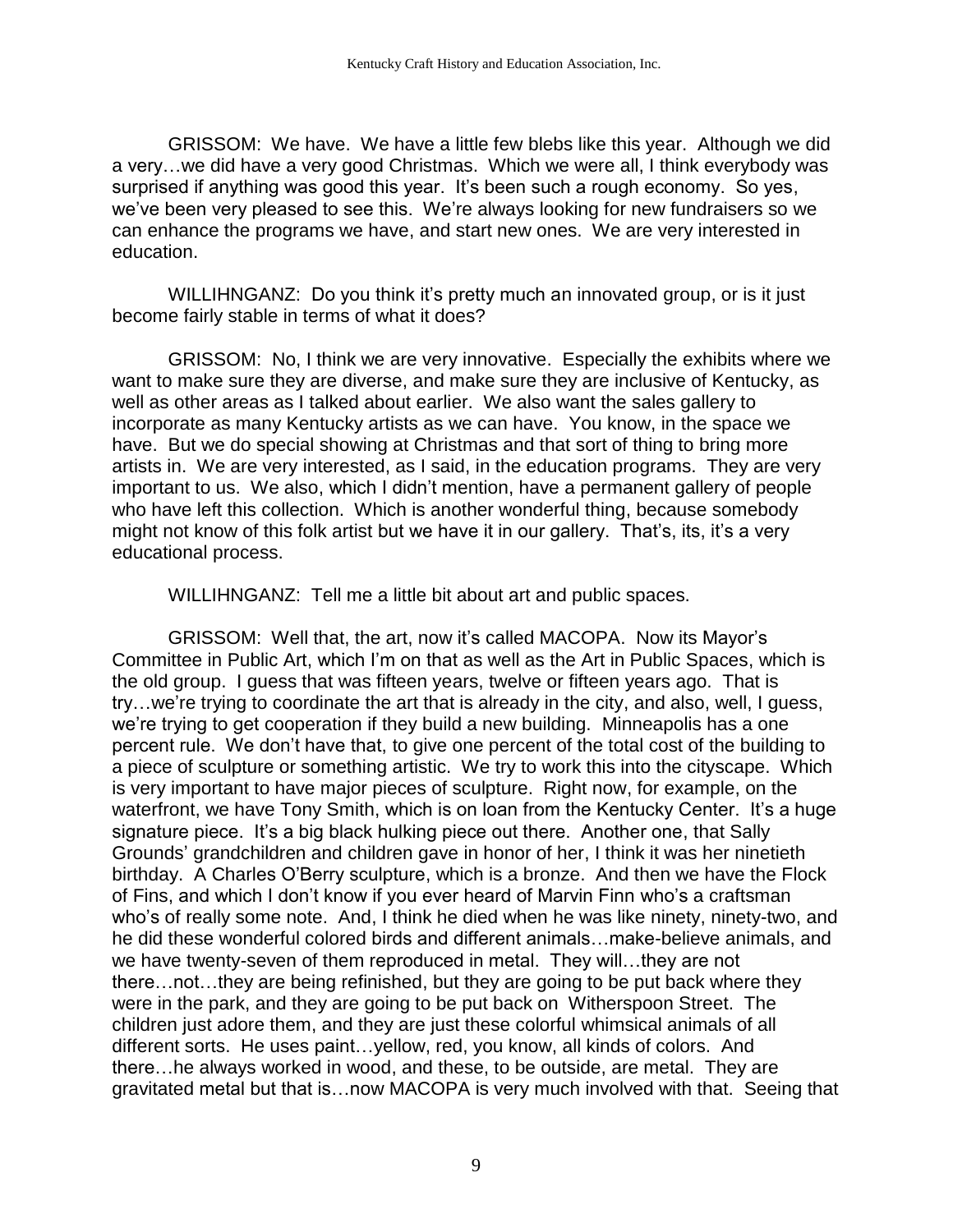GRISSOM: We have. We have a little few blebs like this year. Although we did a very…we did have a very good Christmas. Which we were all, I think everybody was surprised if anything was good this year. It's been such a rough economy. So yes, we've been very pleased to see this. We're always looking for new fundraisers so we can enhance the programs we have, and start new ones. We are very interested in education.

WILLIHNGANZ: Do you think it's pretty much an innovated group, or is it just become fairly stable in terms of what it does?

GRISSOM: No, I think we are very innovative. Especially the exhibits where we want to make sure they are diverse, and make sure they are inclusive of Kentucky, as well as other areas as I talked about earlier. We also want the sales gallery to incorporate as many Kentucky artists as we can have. You know, in the space we have. But we do special showing at Christmas and that sort of thing to bring more artists in. We are very interested, as I said, in the education programs. They are very important to us. We also, which I didn't mention, have a permanent gallery of people who have left this collection. Which is another wonderful thing, because somebody might not know of this folk artist but we have it in our gallery. That's, its, it's a very educational process.

WILLIHNGANZ: Tell me a little bit about art and public spaces.

GRISSOM: Well that, the art, now it's called MACOPA. Now its Mayor's Committee in Public Art, which I'm on that as well as the Art in Public Spaces, which is the old group. I guess that was fifteen years, twelve or fifteen years ago. That is try…we're trying to coordinate the art that is already in the city, and also, well, I guess, we're trying to get cooperation if they build a new building. Minneapolis has a one percent rule. We don't have that, to give one percent of the total cost of the building to a piece of sculpture or something artistic. We try to work this into the cityscape. Which is very important to have major pieces of sculpture. Right now, for example, on the waterfront, we have Tony Smith, which is on loan from the Kentucky Center. It's a huge signature piece. It's a big black hulking piece out there. Another one, that Sally Grounds' grandchildren and children gave in honor of her, I think it was her ninetieth birthday. A Charles O'Berry sculpture, which is a bronze. And then we have the Flock of Fins, and which I don't know if you ever heard of Marvin Finn who's a craftsman who's of really some note. And, I think he died when he was like ninety, ninety-two, and he did these wonderful colored birds and different animals…make-believe animals, and we have twenty-seven of them reproduced in metal. They will…they are not there…not…they are being refinished, but they are going to be put back where they were in the park, and they are going to be put back on Witherspoon Street. The children just adore them, and they are just these colorful whimsical animals of all different sorts. He uses paint…yellow, red, you know, all kinds of colors. And there…he always worked in wood, and these, to be outside, are metal. They are gravitated metal but that is…now MACOPA is very much involved with that. Seeing that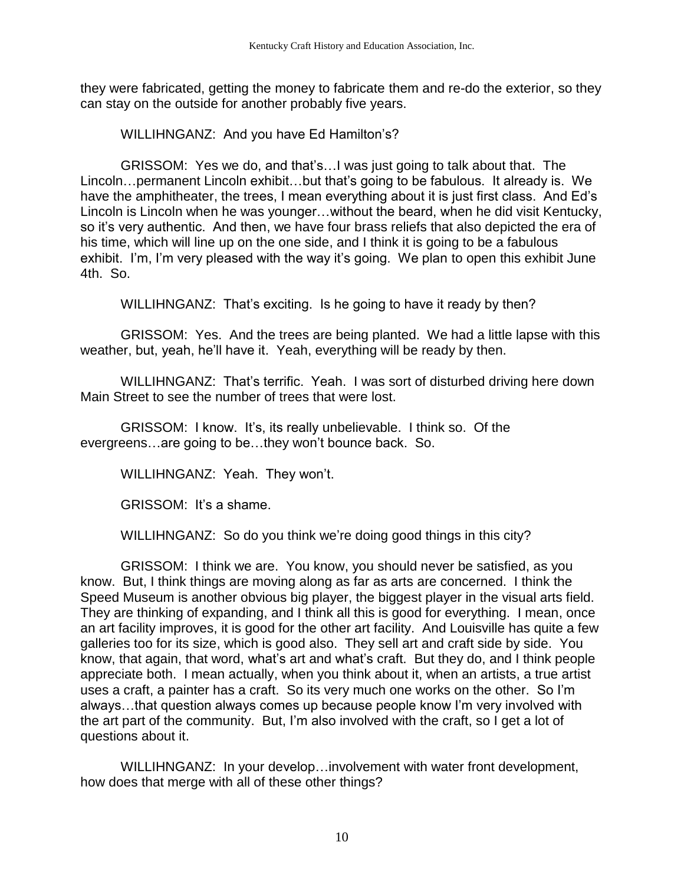they were fabricated, getting the money to fabricate them and re-do the exterior, so they can stay on the outside for another probably five years.

WILLIHNGANZ: And you have Ed Hamilton's?

GRISSOM: Yes we do, and that's…I was just going to talk about that. The Lincoln…permanent Lincoln exhibit…but that's going to be fabulous. It already is. We have the amphitheater, the trees, I mean everything about it is just first class. And Ed's Lincoln is Lincoln when he was younger…without the beard, when he did visit Kentucky, so it's very authentic. And then, we have four brass reliefs that also depicted the era of his time, which will line up on the one side, and I think it is going to be a fabulous exhibit. I'm, I'm very pleased with the way it's going. We plan to open this exhibit June 4th. So.

WILLIHNGANZ: That's exciting. Is he going to have it ready by then?

GRISSOM: Yes. And the trees are being planted. We had a little lapse with this weather, but, yeah, he'll have it. Yeah, everything will be ready by then.

WILLIHNGANZ: That's terrific. Yeah. I was sort of disturbed driving here down Main Street to see the number of trees that were lost.

GRISSOM: I know. It's, its really unbelievable. I think so. Of the evergreens…are going to be…they won't bounce back. So.

WILLIHNGANZ: Yeah. They won't.

GRISSOM: It's a shame.

WILLIHNGANZ: So do you think we're doing good things in this city?

GRISSOM: I think we are. You know, you should never be satisfied, as you know. But, I think things are moving along as far as arts are concerned. I think the Speed Museum is another obvious big player, the biggest player in the visual arts field. They are thinking of expanding, and I think all this is good for everything. I mean, once an art facility improves, it is good for the other art facility. And Louisville has quite a few galleries too for its size, which is good also. They sell art and craft side by side. You know, that again, that word, what's art and what's craft. But they do, and I think people appreciate both. I mean actually, when you think about it, when an artists, a true artist uses a craft, a painter has a craft. So its very much one works on the other. So I'm always…that question always comes up because people know I'm very involved with the art part of the community. But, I'm also involved with the craft, so I get a lot of questions about it.

WILLIHNGANZ: In your develop…involvement with water front development, how does that merge with all of these other things?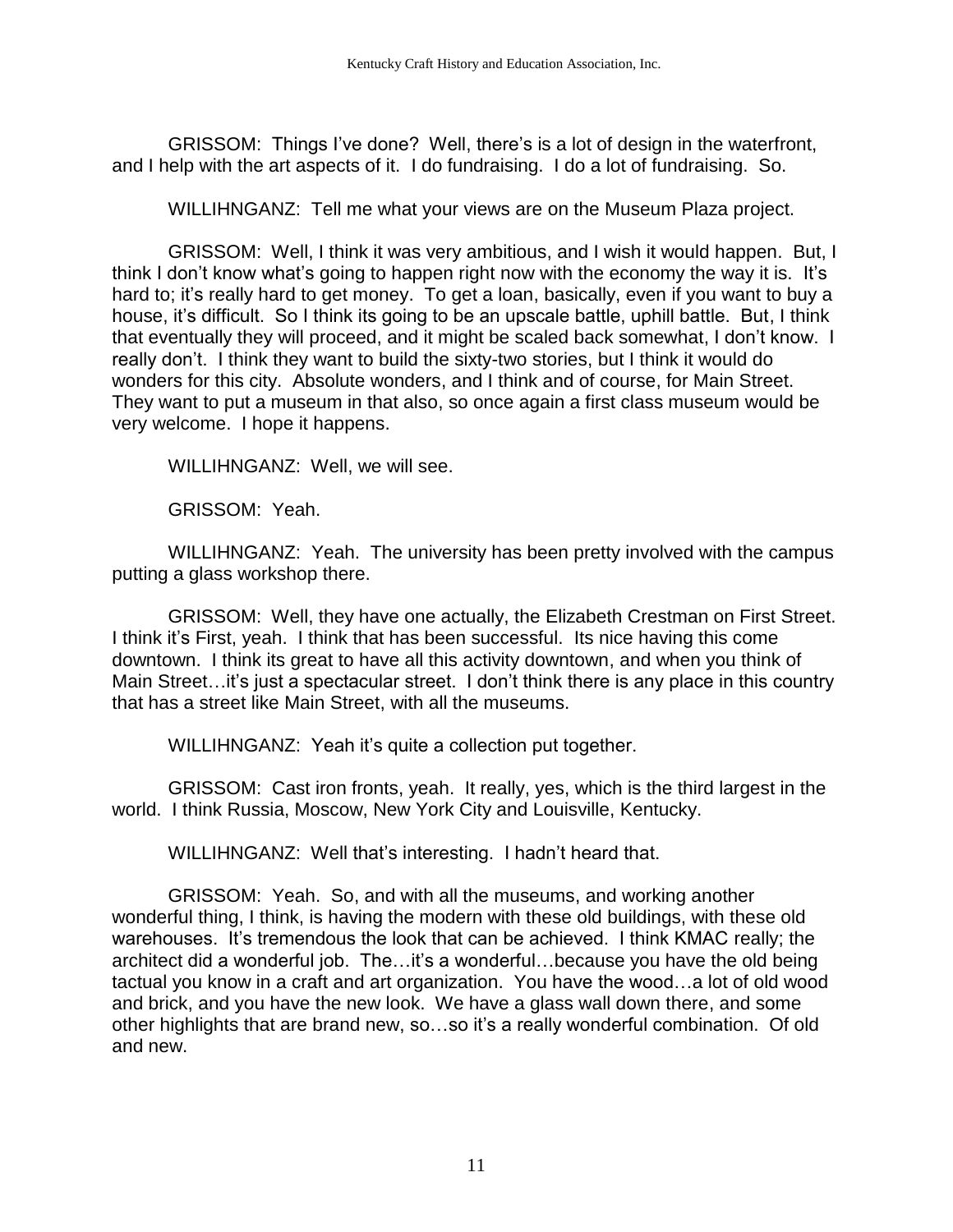GRISSOM: Things I've done? Well, there's is a lot of design in the waterfront, and I help with the art aspects of it. I do fundraising. I do a lot of fundraising. So.

WILLIHNGANZ: Tell me what your views are on the Museum Plaza project.

GRISSOM: Well, I think it was very ambitious, and I wish it would happen. But, I think I don't know what's going to happen right now with the economy the way it is. It's hard to; it's really hard to get money. To get a loan, basically, even if you want to buy a house, it's difficult. So I think its going to be an upscale battle, uphill battle. But, I think that eventually they will proceed, and it might be scaled back somewhat, I don't know. I really don't. I think they want to build the sixty-two stories, but I think it would do wonders for this city. Absolute wonders, and I think and of course, for Main Street. They want to put a museum in that also, so once again a first class museum would be very welcome. I hope it happens.

WILLIHNGANZ: Well, we will see.

GRISSOM: Yeah.

WILLIHNGANZ: Yeah. The university has been pretty involved with the campus putting a glass workshop there.

GRISSOM: Well, they have one actually, the Elizabeth Crestman on First Street. I think it's First, yeah. I think that has been successful. Its nice having this come downtown. I think its great to have all this activity downtown, and when you think of Main Street…it's just a spectacular street. I don't think there is any place in this country that has a street like Main Street, with all the museums.

WILLIHNGANZ: Yeah it's quite a collection put together.

GRISSOM: Cast iron fronts, yeah. It really, yes, which is the third largest in the world. I think Russia, Moscow, New York City and Louisville, Kentucky.

WILLIHNGANZ: Well that's interesting. I hadn't heard that.

GRISSOM: Yeah. So, and with all the museums, and working another wonderful thing, I think, is having the modern with these old buildings, with these old warehouses. It's tremendous the look that can be achieved. I think KMAC really; the architect did a wonderful job. The…it's a wonderful…because you have the old being tactual you know in a craft and art organization. You have the wood…a lot of old wood and brick, and you have the new look. We have a glass wall down there, and some other highlights that are brand new, so…so it's a really wonderful combination. Of old and new.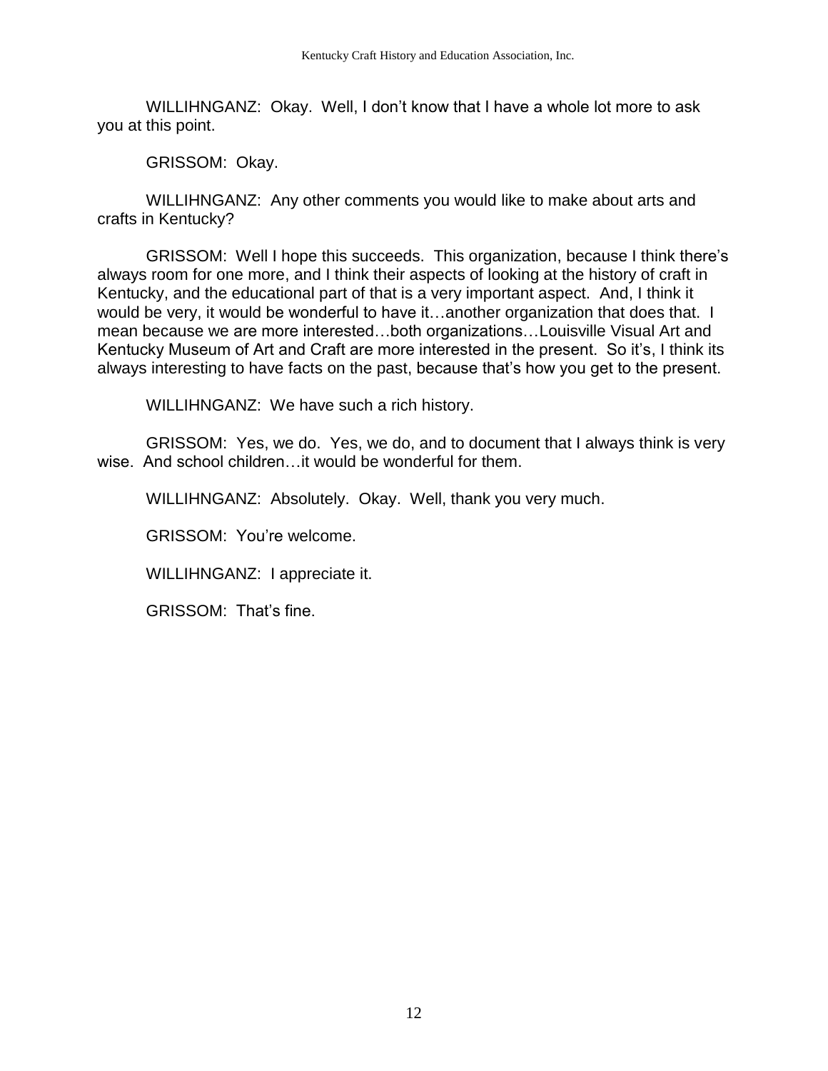WILLIHNGANZ: Okay. Well, I don't know that I have a whole lot more to ask you at this point.

GRISSOM: Okay.

WILLIHNGANZ: Any other comments you would like to make about arts and crafts in Kentucky?

GRISSOM: Well I hope this succeeds. This organization, because I think there's always room for one more, and I think their aspects of looking at the history of craft in Kentucky, and the educational part of that is a very important aspect. And, I think it would be very, it would be wonderful to have it…another organization that does that. I mean because we are more interested…both organizations…Louisville Visual Art and Kentucky Museum of Art and Craft are more interested in the present. So it's, I think its always interesting to have facts on the past, because that's how you get to the present.

WILLIHNGANZ: We have such a rich history.

GRISSOM: Yes, we do. Yes, we do, and to document that I always think is very wise. And school children…it would be wonderful for them.

WILLIHNGANZ: Absolutely. Okay. Well, thank you very much.

GRISSOM: You're welcome.

WILLIHNGANZ: I appreciate it.

GRISSOM: That's fine.